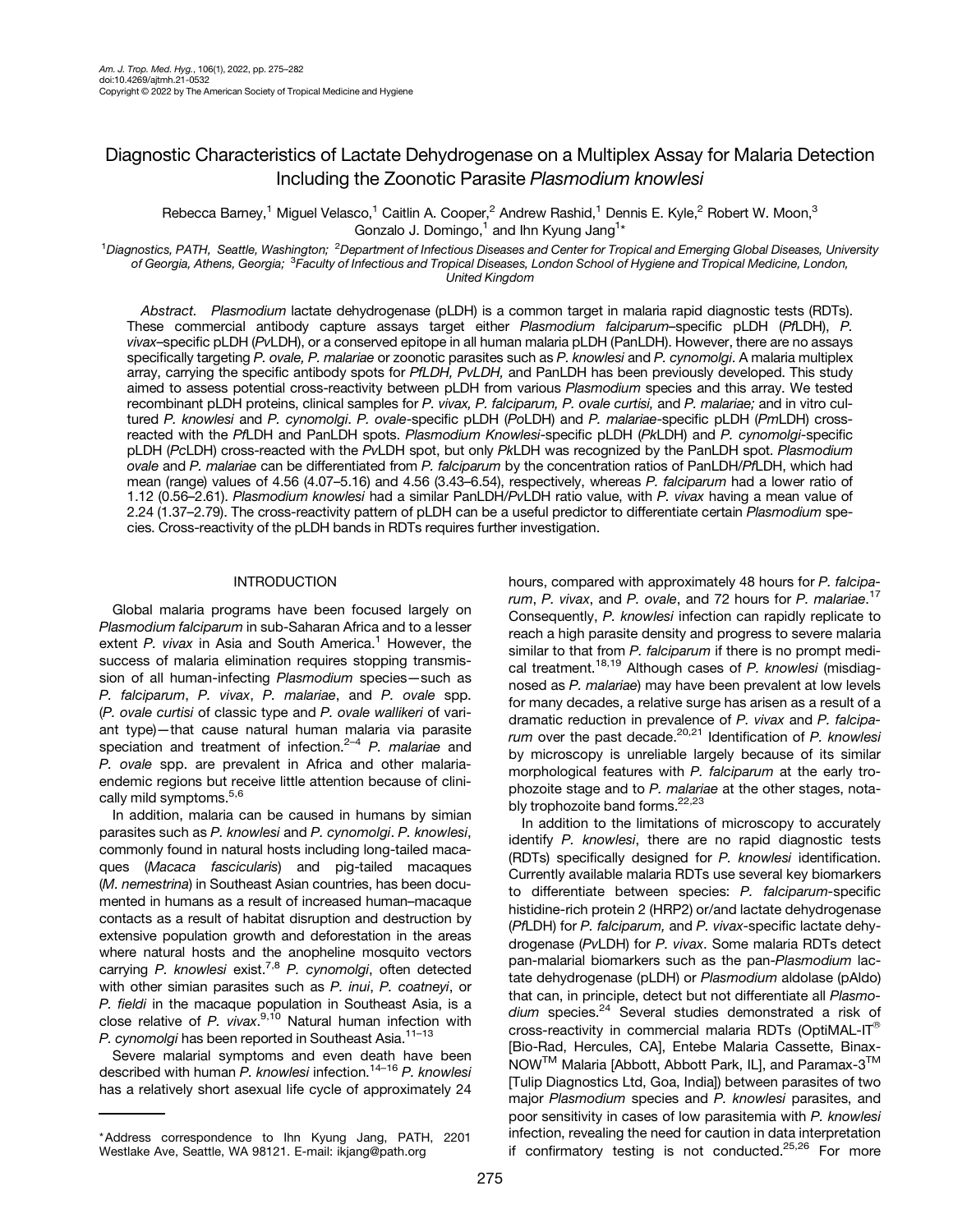# Diagnostic Characteristics of Lactate Dehydrogenase on a Multiplex Assay for Malaria Detection Including the Zoonotic Parasite *Plasmodium knowlesi*

Rebecca Barney,[1] Miguel Velasco,[1] Caitlin A. Cooper,[2] Andrew Rashid,[1] Dennis E. Kyle,[2] Robert W. Moon,[3] Gonzalo J. Domingo,[1] and Ihn Kyung Jang[1]*

[1]Diagnostics, PATH, Seattle, Washington; [2]Department of Infectious Diseases and Center for Tropical and Emerging Global Diseases, University of Georgia, Athens, Georgia; [3]Faculty of Infectious and Tropical Diseases, London School of Hygiene and Tropical Medicine, London, United Kingdom

*Abstract.* *Plasmodium* lactate dehydrogenase (pLDH) is a common target in malaria rapid diagnostic tests (RDTs). These commercial antibody capture assays target either *Plasmodium falciparum*–specific pLDH (*Pf*LDH), *P. vivax*–specific pLDH (*Pv*LDH), or a conserved epitope in all human malaria pLDH (PanLDH). However, there are no assays specifically targeting *P. ovale, P. malariae* or zoonotic parasites such as *P. knowlesi* and *P. cynomolgi*. A malaria multiplex array, carrying the specific antibody spots for *PfLDH, PvLDH,* and PanLDH has been previously developed. This study aimed to assess potential cross-reactivity between pLDH from various *Plasmodium* species and this array. We tested recombinant pLDH proteins, clinical samples for *P. vivax, P. falciparum, P. ovale curtisi,* and *P. malariae;* and in vitro cultured *P. knowlesi* and *P. cynomolgi*. *P. ovale*-specific pLDH (*Po*LDH) and *P. malariae*-specific pLDH (*Pm*LDH) cross-reacted with the *Pf*LDH and PanLDH spots. *Plasmodium Knowlesi*-specific pLDH (*Pk*LDH) and *P. cynomolgi*-specific pLDH (*Pc*LDH) cross-reacted with the *Pv*LDH spot, but only *Pk*LDH was recognized by the PanLDH spot. *Plasmodium ovale* and *P. malariae* can be differentiated from *P. falciparum* by the concentration ratios of PanLDH/*Pf*LDH, which had mean (range) values of 4.56 (4.07–5.16) and 4.56 (3.43–6.54), respectively, whereas *P. falciparum* had a lower ratio of 1.12 (0.56–2.61). *Plasmodium knowlesi* had a similar PanLDH/*Pv*LDH ratio value, with *P. vivax* having a mean value of 2.24 (1.37–2.79). The cross-reactivity pattern of pLDH can be a useful predictor to differentiate certain *Plasmodium* species. Cross-reactivity of the pLDH bands in RDTs requires further investigation.

## INTRODUCTION

Global malaria programs have been focused largely on *Plasmodium falciparum* in sub-Saharan Africa and to a lesser extent *P. vivax* in Asia and South America.[1] However, the success of malaria elimination requires stopping transmission of all human-infecting *Plasmodium* species—such as *P. falciparum*, *P. vivax*, *P. malariae*, and *P. ovale* spp. (*P. ovale curtisi* of classic type and *P. ovale wallikeri* of variant type)—that cause natural human malaria via parasite speciation and treatment of infection.[2–4] *P. malariae* and *P. ovale* spp. are prevalent in Africa and other malaria-endemic regions but receive little attention because of clinically mild symptoms.[5,6]

In addition, malaria can be caused in humans by simian parasites such as *P. knowlesi* and *P. cynomolgi*. *P. knowlesi*, commonly found in natural hosts including long-tailed macaques (*Macaca fascicularis*) and pig-tailed macaques (*M. nemestrina*) in Southeast Asian countries, has been documented in humans as a result of increased human–macaque contacts as a result of habitat disruption and destruction by extensive population growth and deforestation in the areas where natural hosts and the anopheline mosquito vectors carrying *P. knowlesi* exist.[7,8] *P. cynomolgi*, often detected with other simian parasites such as *P. inui*, *P. coatneyi*, or *P. fieldi* in the macaque population in Southeast Asia, is a close relative of *P. vivax*.[9,10] Natural human infection with *P. cynomolgi* has been reported in Southeast Asia.[11–13]

Severe malarial symptoms and even death have been described with human *P. knowlesi* infection.[14–16] *P. knowlesi* has a relatively short asexual life cycle of approximately 24 hours, compared with approximately 48 hours for *P. falciparum*, *P. vivax*, and *P. ovale*, and 72 hours for *P. malariae*.[17] Consequently, *P. knowlesi* infection can rapidly replicate to reach a high parasite density and progress to severe malaria similar to that from *P. falciparum* if there is no prompt medical treatment.[18,19] Although cases of *P. knowlesi* (misdiagnosed as *P. malariae*) may have been prevalent at low levels for many decades, a relative surge has arisen as a result of a dramatic reduction in prevalence of *P. vivax* and *P. falciparum* over the past decade.[20,21] Identification of *P. knowlesi* by microscopy is unreliable largely because of its similar morphological features with *P. falciparum* at the early trophozoite stage and to *P. malariae* at the other stages, notably trophozoite band forms.[22,23]

In addition to the limitations of microscopy to accurately identify *P. knowlesi*, there are no rapid diagnostic tests (RDTs) specifically designed for *P. knowlesi* identification. Currently available malaria RDTs use several key biomarkers to differentiate between species: *P. falciparum*-specific histidine-rich protein 2 (HRP2) or/and lactate dehydrogenase (*Pf*LDH) for *P. falciparum,* and *P. vivax*-specific lactate dehydrogenase (*Pv*LDH) for *P. vivax*. Some malaria RDTs detect pan-malarial biomarkers such as the pan-*Plasmodium* lactate dehydrogenase (pLDH) or *Plasmodium* aldolase (pAldo) that can, in principle, detect but not differentiate all *Plasmodium* species.[24] Several studies demonstrated a risk of cross-reactivity in commercial malaria RDTs (OptiMAL-IT® [Bio-Rad, Hercules, CA], Entebe Malaria Cassette, Binax-NOW™ Malaria [Abbott, Abbott Park, IL], and Paramax-3™ [Tulip Diagnostics Ltd, Goa, India]) between parasites of two major *Plasmodium* species and *P. knowlesi* parasites, and poor sensitivity in cases of low parasitemia with *P. knowlesi* infection, revealing the need for caution in data interpretation if confirmatory testing is not conducted.[25,26] For more

*Address correspondence to Ihn Kyung Jang, PATH, 2201 Westlake Ave, Seattle, WA 98121. E-mail: ikjang@path.org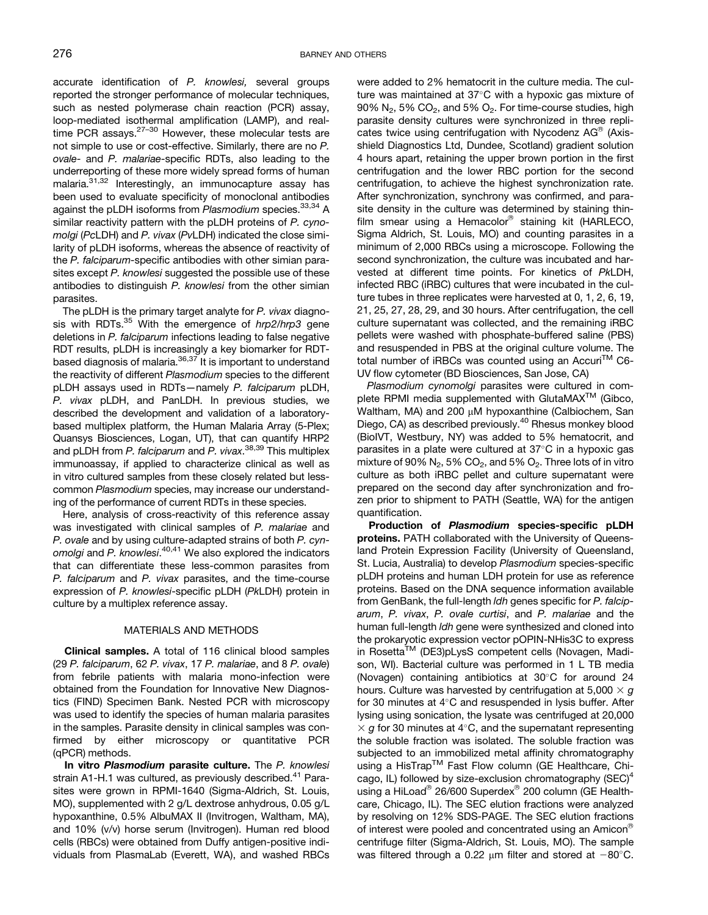accurate identification of *P. knowlesi,* several groups reported the stronger performance of molecular techniques, such as nested polymerase chain reaction (PCR) assay, loop-mediated isothermal amplification (LAMP), and real-time PCR assays.[27–30] However, these molecular tests are not simple to use or cost-effective. Similarly, there are no *P. ovale*- and *P. malariae*-specific RDTs, also leading to the underreporting of these more widely spread forms of human malaria.[31,32] Interestingly, an immunocapture assay has been used to evaluate specificity of monoclonal antibodies against the pLDH isoforms from *Plasmodium* species.[33,34] A similar reactivity pattern with the pLDH proteins of *P. cynomolgi* (*Pc*LDH) and *P. vivax* (*Pv*LDH) indicated the close similarity of pLDH isoforms, whereas the absence of reactivity of the *P. falciparum*-specific antibodies with other simian parasites except *P. knowlesi* suggested the possible use of these antibodies to distinguish *P. knowlesi* from the other simian parasites.

The pLDH is the primary target analyte for *P. vivax* diagnosis with RDTs.[35] With the emergence of *hrp2*/*hrp3* gene deletions in *P. falciparum* infections leading to false negative RDT results, pLDH is increasingly a key biomarker for RDT-based diagnosis of malaria.[36,37] It is important to understand the reactivity of different *Plasmodium* species to the different pLDH assays used in RDTs—namely *P. falciparum* pLDH, *P. vivax* pLDH, and PanLDH. In previous studies, we described the development and validation of a laboratory-based multiplex platform, the Human Malaria Array (5-Plex; Quansys Biosciences, Logan, UT), that can quantify HRP2 and pLDH from *P. falciparum* and *P. vivax*.[38,39] This multiplex immunoassay, if applied to characterize clinical as well as in vitro cultured samples from these closely related but less-common *Plasmodium* species, may increase our understanding of the performance of current RDTs in these species.

Here, analysis of cross-reactivity of this reference assay was investigated with clinical samples of *P. malariae* and *P. ovale* and by using culture-adapted strains of both *P. cynomolgi* and *P. knowlesi*.[40,41] We also explored the indicators that can differentiate these less-common parasites from *P. falciparum* and *P. vivax* parasites, and the time-course expression of *P. knowlesi*-specific pLDH (*Pk*LDH) protein in culture by a multiplex reference assay.

## MATERIALS AND METHODS

**Clinical samples.** A total of 116 clinical blood samples (29 *P. falciparum*, 62 *P. vivax*, 17 *P. malariae*, and 8 *P. ovale*) from febrile patients with malaria mono-infection were obtained from the Foundation for Innovative New Diagnostics (FIND) Specimen Bank. Nested PCR with microscopy was used to identify the species of human malaria parasites in the samples. Parasite density in clinical samples was confirmed by either microscopy or quantitative PCR (qPCR) methods.

**In vitro *Plasmodium* parasite culture.** The *P. knowlesi* strain A1-H.1 was cultured, as previously described.[41] Parasites were grown in RPMI-1640 (Sigma-Aldrich, St. Louis, MO), supplemented with 2 g/L dextrose anhydrous, 0.05 g/L hypoxanthine, 0.5% AlbuMAX II (Invitrogen, Waltham, MA), and 10% (v/v) horse serum (Invitrogen). Human red blood cells (RBCs) were obtained from Duffy antigen-positive individuals from PlasmaLab (Everett, WA), and washed RBCs were added to 2% hematocrit in the culture media. The culture was maintained at 37°C with a hypoxic gas mixture of 90% $N_2$, 5% $CO_2$, and 5% $O_2$. For time-course studies, high parasite density cultures were synchronized in three replicates twice using centrifugation with Nycodenz AG® (Axis-shield Diagnostics Ltd, Dundee, Scotland) gradient solution 4 hours apart, retaining the upper brown portion in the first centrifugation and the lower RBC portion for the second centrifugation, to achieve the highest synchronization rate. After synchronization, synchrony was confirmed, and parasite density in the culture was determined by staining thin-film smear using a Hemacolor® staining kit (HARLECO, Sigma Aldrich, St. Louis, MO) and counting parasites in a minimum of 2,000 RBCs using a microscope. Following the second synchronization, the culture was incubated and harvested at different time points. For kinetics of *Pk*LDH, infected RBC (iRBC) cultures that were incubated in the culture tubes in three replicates were harvested at 0, 1, 2, 6, 19, 21, 25, 27, 28, 29, and 30 hours. After centrifugation, the cell culture supernatant was collected, and the remaining iRBC pellets were washed with phosphate-buffered saline (PBS) and resuspended in PBS at the original culture volume. The total number of iRBCs was counted using an Accuri™ C6-UV flow cytometer (BD Biosciences, San Jose, CA)

*Plasmodium cynomolgi* parasites were cultured in complete RPMI media supplemented with GlutaMAX™ (Gibco, Waltham, MA) and 200 μM hypoxanthine (Calbiochem, San Diego, CA) as described previously.[40] Rhesus monkey blood (BioIVT, Westbury, NY) was added to 5% hematocrit, and parasites in a plate were cultured at 37°C in a hypoxic gas mixture of 90% $N_2$, 5% $CO_2$, and 5% $O_2$. Three lots of in vitro culture as both iRBC pellet and culture supernatant were prepared on the second day after synchronization and frozen prior to shipment to PATH (Seattle, WA) for the antigen quantification.

**Production of *Plasmodium* species-specific pLDH proteins.** PATH collaborated with the University of Queensland Protein Expression Facility (University of Queensland, St. Lucia, Australia) to develop *Plasmodium* species-specific pLDH proteins and human LDH protein for use as reference proteins. Based on the DNA sequence information available from GenBank, the full-length *ldh* genes specific for *P. falciparum*, *P. vivax*, *P. ovale curtisi*, and *P. malariae* and the human full-length *ldh* gene were synthesized and cloned into the prokaryotic expression vector pOPIN-NHis3C to express in Rosetta™ (DE3)pLysS competent cells (Novagen, Madison, WI). Bacterial culture was performed in 1 L TB media (Novagen) containing antibiotics at 30°C for around 24 hours. Culture was harvested by centrifugation at 5,000 × *g* for 30 minutes at 4°C and resuspended in lysis buffer. After lysing using sonication, the lysate was centrifuged at 20,000 × *g* for 30 minutes at 4°C, and the supernatant representing the soluble fraction was isolated. The soluble fraction was subjected to an immobilized metal affinity chromatography using a HisTrap™ Fast Flow column (GE Healthcare, Chicago, IL) followed by size-exclusion chromatography (SEC)[4] using a HiLoad® 26/600 Superdex® 200 column (GE Healthcare, Chicago, IL). The SEC elution fractions were analyzed by resolving on 12% SDS-PAGE. The SEC elution fractions of interest were pooled and concentrated using an Amicon® centrifuge filter (Sigma-Aldrich, St. Louis, MO). The sample was filtered through a 0.22 μm filter and stored at −80°C.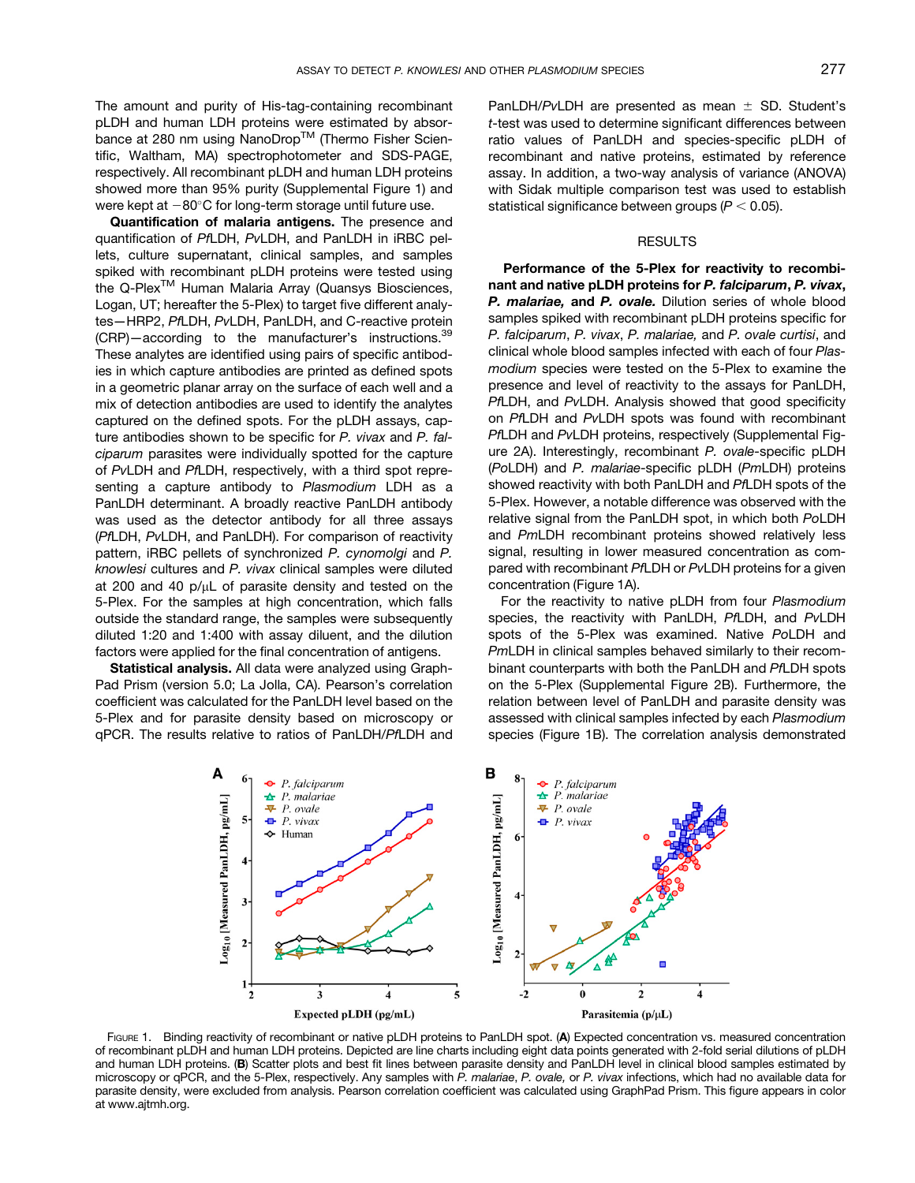The amount and purity of His-tag-containing recombinant pLDH and human LDH proteins were estimated by absorbance at 280 nm using NanoDrop™ (Thermo Fisher Scientific, Waltham, MA) spectrophotometer and SDS-PAGE, respectively. All recombinant pLDH and human LDH proteins showed more than 95% purity (Supplemental Figure 1) and were kept at −80°C for long-term storage until future use.

**Quantification of malaria antigens.** The presence and quantification of *Pf*LDH, *Pv*LDH, and PanLDH in iRBC pellets, culture supernatant, clinical samples, and samples spiked with recombinant pLDH proteins were tested using the Q-Plex™ Human Malaria Array (Quansys Biosciences, Logan, UT; hereafter the 5-Plex) to target five different analytes—HRP2, *Pf*LDH, *Pv*LDH, PanLDH, and C-reactive protein (CRP)—according to the manufacturer's instructions.[39] These analytes are identified using pairs of specific antibodies in which capture antibodies are printed as defined spots in a geometric planar array on the surface of each well and a mix of detection antibodies are used to identify the analytes captured on the defined spots. For the pLDH assays, capture antibodies shown to be specific for *P. vivax* and *P. falciparum* parasites were individually spotted for the capture of *Pv*LDH and *Pf*LDH, respectively, with a third spot representing a capture antibody to *Plasmodium* LDH as a PanLDH determinant. A broadly reactive PanLDH antibody was used as the detector antibody for all three assays (*Pf*LDH, *Pv*LDH, and PanLDH). For comparison of reactivity pattern, iRBC pellets of synchronized *P. cynomolgi* and *P. knowlesi* cultures and *P. vivax* clinical samples were diluted at 200 and 40 p/μL of parasite density and tested on the 5-Plex. For the samples at high concentration, which falls outside the standard range, the samples were subsequently diluted 1:20 and 1:400 with assay diluent, and the dilution factors were applied for the final concentration of antigens.

**Statistical analysis.** All data were analyzed using GraphPad Prism (version 5.0; La Jolla, CA). Pearson's correlation coefficient was calculated for the PanLDH level based on the 5-Plex and for parasite density based on microscopy or qPCR. The results relative to ratios of PanLDH/*Pf*LDH and PanLDH/*Pv*LDH are presented as mean ± SD. Student's *t*-test was used to determine significant differences between ratio values of PanLDH and species-specific pLDH of recombinant and native proteins, estimated by reference assay. In addition, a two-way analysis of variance (ANOVA) with Sidak multiple comparison test was used to establish statistical significance between groups ($P < 0.05$).

## RESULTS

**Performance of the 5-Plex for reactivity to recombinant and native pLDH proteins for *P. falciparum*, *P. vivax*, *P. malariae*, and *P. ovale*.** Dilution series of whole blood samples spiked with recombinant pLDH proteins specific for *P. falciparum*, *P. vivax*, *P. malariae*, and *P. ovale curtisi*, and clinical whole blood samples infected with each of four *Plasmodium* species were tested on the 5-Plex to examine the presence and level of reactivity to the assays for PanLDH, *Pf*LDH, and *Pv*LDH. Analysis showed that good specificity on *Pf*LDH and *Pv*LDH spots was found with recombinant *Pf*LDH and *Pv*LDH proteins, respectively (Supplemental Figure 2A). Interestingly, recombinant *P. ovale*-specific pLDH (*Po*LDH) and *P. malariae*-specific pLDH (*Pm*LDH) proteins showed reactivity with both PanLDH and *Pf*LDH spots of the 5-Plex. However, a notable difference was observed with the relative signal from the PanLDH spot, in which both *Po*LDH and *Pm*LDH recombinant proteins showed relatively less signal, resulting in lower measured concentration as compared with recombinant *Pf*LDH or *Pv*LDH proteins for a given concentration (Figure 1A).

For the reactivity to native pLDH from four *Plasmodium* species, the reactivity with PanLDH, *Pf*LDH, and *Pv*LDH spots of the 5-Plex was examined. Native *Po*LDH and *Pm*LDH in clinical samples behaved similarly to their recombinant counterparts with both the PanLDH and *Pf*LDH spots on the 5-Plex (Supplemental Figure 2B). Furthermore, the relation between level of PanLDH and parasite density was assessed with clinical samples infected by each *Plasmodium* species (Figure 1B). The correlation analysis demonstrated

FIGURE 1. Binding reactivity of recombinant or native pLDH proteins to PanLDH spot. (**A**) Expected concentration vs. measured concentration of recombinant pLDH and human LDH proteins. Depicted are line charts including eight data points generated with 2-fold serial dilutions of pLDH and human LDH proteins. (**B**) Scatter plots and best fit lines between parasite density and PanLDH level in clinical blood samples estimated by microscopy or qPCR, and the 5-Plex, respectively. Any samples with *P. malariae*, *P. ovale*, or *P. vivax* infections, which had no available data for parasite density, were excluded from analysis. Pearson correlation coefficient was calculated using GraphPad Prism. This figure appears in color at www.ajtmh.org.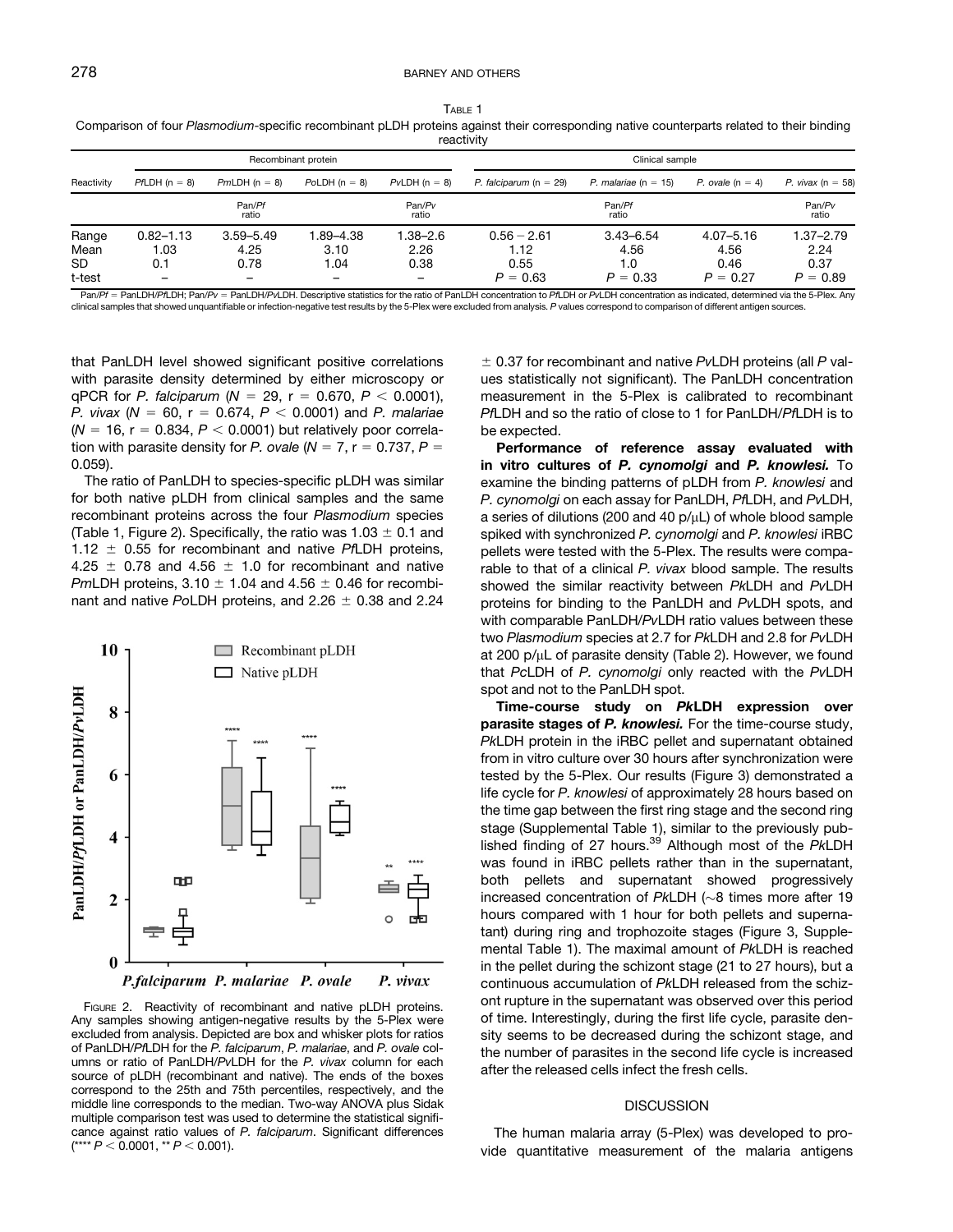Table 1

Comparison of four *Plasmodium*-specific recombinant pLDH proteins against their corresponding native counterparts related to their binding reactivity

| Reactivity | Recombinant protein | | | | Clinical sample | | | |
|---|---|---|---|---|---|---|---|---|
| | *Pf*LDH (n = 8) | *Pm*LDH (n = 8) | *Po*LDH (n = 8) | *Pv*LDH (n = 8) | *P. falciparum* (n = 29) | *P. malariae* (n = 15) | *P. ovale* (n = 4) | *P. vivax* (n = 58) |
| | Pan/*Pf* ratio | | | Pan/*Pv* ratio | Pan/*Pf* ratio | | | Pan/*Pv* ratio |
| Range | 0.82–1.13 | 3.59–5.49 | 1.89–4.38 | 1.38–2.6 | 0.56 − 2.61 | 3.43–6.54 | 4.07–5.16 | 1.37–2.79 |
| Mean | 1.03 | 4.25 | 3.10 | 2.26 | 1.12 | 4.56 | 4.56 | 2.24 |
| SD | 0.1 | 0.78 | 1.04 | 0.38 | 0.55 | 1.0 | 0.46 | 0.37 |
| t-test | – | – | – | – | $P = 0.63$ | $P = 0.33$ | $P = 0.27$ | $P = 0.89$ |

Pan/*Pf* = PanLDH/*Pf*LDH; Pan/*Pv* = PanLDH/*Pv*LDH. Descriptive statistics for the ratio of PanLDH concentration to *Pf*LDH or *Pv*LDH concentration as indicated, determined via the 5-Plex. Any clinical samples that showed unquantifiable or infection-negative test results by the 5-Plex were excluded from analysis. *P* values correspond to comparison of different antigen sources.

that PanLDH level showed significant positive correlations with parasite density determined by either microscopy or qPCR for *P. falciparum* ($N = 29$, $r = 0.670$, $P < 0.0001$), *P. vivax* ($N = 60$, $r = 0.674$, $P < 0.0001$) and *P. malariae* ($N = 16$, $r = 0.834$, $P < 0.0001$) but relatively poor correlation with parasite density for *P. ovale* ($N = 7$, $r = 0.737$, $P = 0.059$).

The ratio of PanLDH to species-specific pLDH was similar for both native pLDH from clinical samples and the same recombinant proteins across the four *Plasmodium* species (Table 1, Figure 2). Specifically, the ratio was $1.03 \pm 0.1$ and $1.12 \pm 0.55$ for recombinant and native *Pf*LDH proteins, $4.25 \pm 0.78$ and $4.56 \pm 1.0$ for recombinant and native *Pm*LDH proteins, $3.10 \pm 1.04$ and $4.56 \pm 0.46$ for recombinant and native *Po*LDH proteins, and $2.26 \pm 0.38$ and $2.24 \pm 0.37$ for recombinant and native *Pv*LDH proteins (all *P* values statistically not significant). The PanLDH concentration measurement in the 5-Plex is calibrated to recombinant *Pf*LDH and so the ratio of close to 1 for PanLDH/*Pf*LDH is to be expected.

Figure 2. Reactivity of recombinant and native pLDH proteins. Any samples showing antigen-negative results by the 5-Plex were excluded from analysis. Depicted are box and whisker plots for ratios of PanLDH/*Pf*LDH for the *P. falciparum*, *P. malariae*, and *P. ovale* columns or ratio of PanLDH/*Pv*LDH for the *P. vivax* column for each source of pLDH (recombinant and native). The ends of the boxes correspond to the 25th and 75th percentiles, respectively, and the middle line corresponds to the median. Two-way ANOVA plus Sidak multiple comparison test was used to determine the statistical significance against ratio values of *P. falciparum*. Significant differences (**** $P < 0.0001$, ** $P < 0.001$).

**Performance of reference assay evaluated with in vitro cultures of *P. cynomolgi* and *P. knowlesi.*** To examine the binding patterns of pLDH from *P. knowlesi* and *P. cynomolgi* on each assay for PanLDH, *Pf*LDH, and *Pv*LDH, a series of dilutions (200 and 40 p/μL) of whole blood sample spiked with synchronized *P. cynomolgi* and *P. knowlesi* iRBC pellets were tested with the 5-Plex. The results were comparable to that of a clinical *P. vivax* blood sample. The results showed the similar reactivity between *Pk*LDH and *Pv*LDH proteins for binding to the PanLDH and *Pv*LDH spots, and with comparable PanLDH/*Pv*LDH ratio values between these two *Plasmodium* species at 2.7 for *Pk*LDH and 2.8 for *Pv*LDH at 200 p/μL of parasite density (Table 2). However, we found that *Pc*LDH of *P. cynomolgi* only reacted with the *Pv*LDH spot and not to the PanLDH spot.

**Time-course study on *Pk*LDH expression over parasite stages of *P. knowlesi.*** For the time-course study, *Pk*LDH protein in the iRBC pellet and supernatant obtained from in vitro culture over 30 hours after synchronization were tested by the 5-Plex. Our results (Figure 3) demonstrated a life cycle for *P. knowlesi* of approximately 28 hours based on the time gap between the first ring stage and the second ring stage (Supplemental Table 1), similar to the previously published finding of 27 hours.[39] Although most of the *Pk*LDH was found in iRBC pellets rather than in the supernatant, both pellets and supernatant showed progressively increased concentration of *Pk*LDH (~8 times more after 19 hours compared with 1 hour for both pellets and supernatant) during ring and trophozoite stages (Figure 3, Supplemental Table 1). The maximal amount of *Pk*LDH is reached in the pellet during the schizont stage (21 to 27 hours), but a continuous accumulation of *Pk*LDH released from the schizont rupture in the supernatant was observed over this period of time. Interestingly, during the first life cycle, parasite density seems to be decreased during the schizont stage, and the number of parasites in the second life cycle is increased after the released cells infect the fresh cells.

## DISCUSSION

The human malaria array (5-Plex) was developed to provide quantitative measurement of the malaria antigens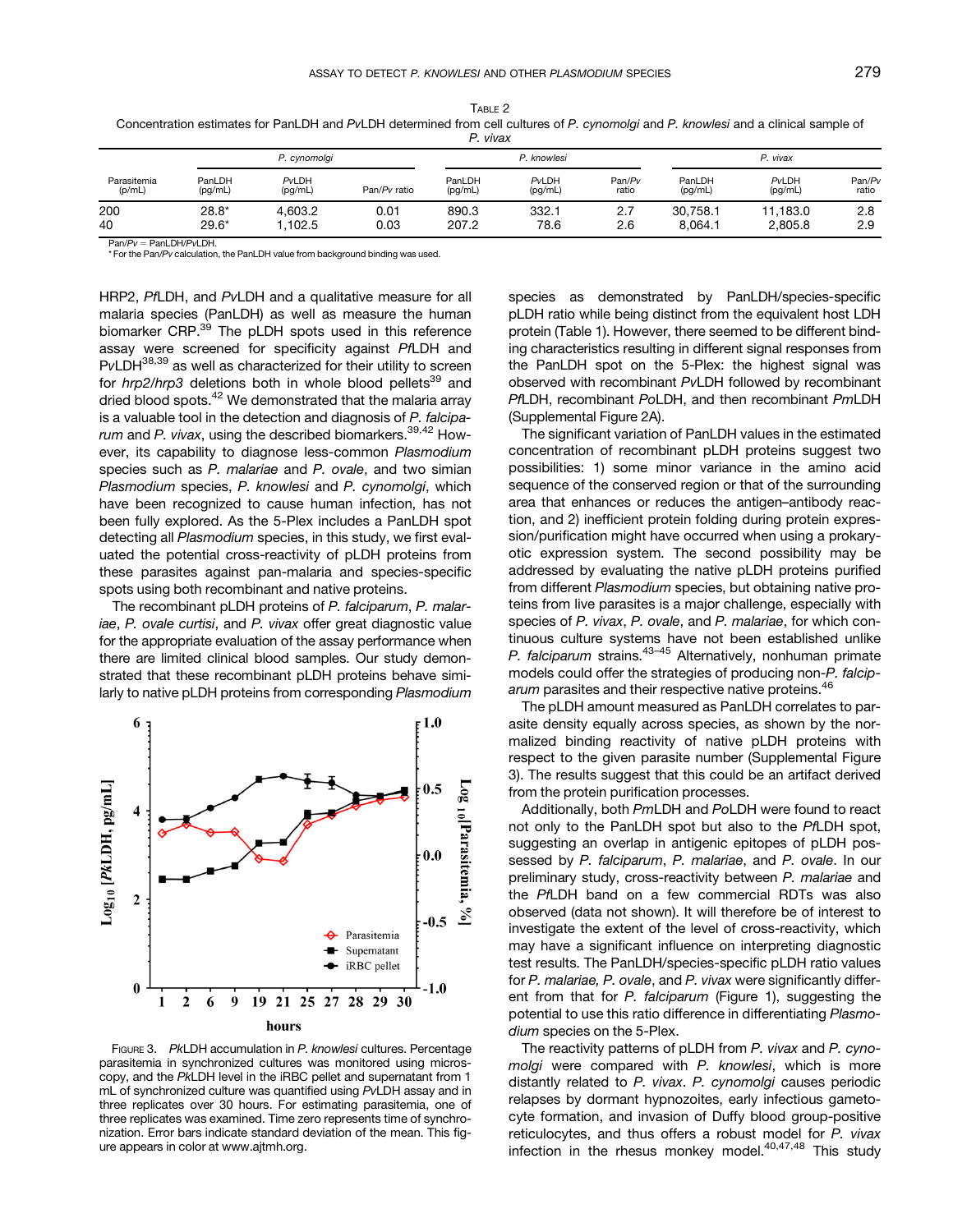Table 2

Concentration estimates for PanLDH and *Pv*LDH determined from cell cultures of *P. cynomolgi* and *P. knowlesi* and a clinical sample of *P. vivax*

| Parasitemia (p/mL) | *P. cynomolgi* | | | *P. knowlesi* | | | *P. vivax* | | |
|---|---|---|---|---|---|---|---|---|---|
| | PanLDH (pg/mL) | *Pv*LDH (pg/mL) | Pan/*Pv* ratio | PanLDH (pg/mL) | *Pv*LDH (pg/mL) | Pan/*Pv* ratio | PanLDH (pg/mL) | *Pv*LDH (pg/mL) | Pan/*Pv* ratio |
| 200 | 28.8* | 4,603.2 | 0.01 | 890.3 | 332.1 | 2.7 | 30,758.1 | 11,183.0 | 2.8 |
| 40 | 29.6* | 1,102.5 | 0.03 | 207.2 | 78.6 | 2.6 | 8,064.1 | 2,805.8 | 2.9 |

Pan/*Pv* = PanLDH/*Pv*LDH.
* For the Pan/*Pv* calculation, the PanLDH value from background binding was used.

HRP2, *Pf*LDH, and *Pv*LDH and a qualitative measure for all malaria species (PanLDH) as well as measure the human biomarker CRP.[39] The pLDH spots used in this reference assay were screened for specificity against *Pf*LDH and PvLDH[38,39] as well as characterized for their utility to screen for *hrp2/hrp3* deletions both in whole blood pellets[39] and dried blood spots.[42] We demonstrated that the malaria array is a valuable tool in the detection and diagnosis of *P. falciparum* and *P. vivax*, using the described biomarkers.[39,42] However, its capability to diagnose less-common *Plasmodium* species such as *P. malariae* and *P. ovale*, and two simian *Plasmodium* species, *P. knowlesi* and *P. cynomolgi*, which have been recognized to cause human infection, has not been fully explored. As the 5-Plex includes a PanLDH spot detecting all *Plasmodium* species, in this study, we first evaluated the potential cross-reactivity of pLDH proteins from these parasites against pan-malaria and species-specific spots using both recombinant and native proteins.

The recombinant pLDH proteins of *P. falciparum*, *P. malariae*, *P. ovale curtisi*, and *P. vivax* offer great diagnostic value for the appropriate evaluation of the assay performance when there are limited clinical blood samples. Our study demonstrated that these recombinant pLDH proteins behave similarly to native pLDH proteins from corresponding *Plasmodium* species as demonstrated by PanLDH/species-specific pLDH ratio while being distinct from the equivalent host LDH protein (Table 1). However, there seemed to be different binding characteristics resulting in different signal responses from the PanLDH spot on the 5-Plex: the highest signal was observed with recombinant *Pv*LDH followed by recombinant *Pf*LDH, recombinant *Po*LDH, and then recombinant *Pm*LDH (Supplemental Figure 2A).

The significant variation of PanLDH values in the estimated concentration of recombinant pLDH proteins suggest two possibilities: 1) some minor variance in the amino acid sequence of the conserved region or that of the surrounding area that enhances or reduces the antigen–antibody reaction, and 2) inefficient protein folding during protein expression/purification might have occurred when using a prokaryotic expression system. The second possibility may be addressed by evaluating the native pLDH proteins purified from different *Plasmodium* species, but obtaining native proteins from live parasites is a major challenge, especially with species of *P. vivax*, *P. ovale*, and *P. malariae*, for which continuous culture systems have not been established unlike *P. falciparum* strains.[43–45] Alternatively, nonhuman primate models could offer the strategies of producing non-*P. falciparum* parasites and their respective native proteins.[46]

The pLDH amount measured as PanLDH correlates to parasite density equally across species, as shown by the normalized binding reactivity of native pLDH proteins with respect to the given parasite number (Supplemental Figure 3). The results suggest that this could be an artifact derived from the protein purification processes.

Additionally, both *Pm*LDH and *Po*LDH were found to react not only to the PanLDH spot but also to the *Pf*LDH spot, suggesting an overlap in antigenic epitopes of pLDH possessed by *P. falciparum*, *P. malariae*, and *P. ovale*. In our preliminary study, cross-reactivity between *P. malariae* and the *Pf*LDH band on a few commercial RDTs was also observed (data not shown). It will therefore be of interest to investigate the extent of the level of cross-reactivity, which may have a significant influence on interpreting diagnostic test results. The PanLDH/species-specific pLDH ratio values for *P. malariae, P. ovale*, and *P. vivax* were significantly different from that for *P. falciparum* (Figure 1), suggesting the potential to use this ratio difference in differentiating *Plasmodium* species on the 5-Plex.

The reactivity patterns of pLDH from *P. vivax* and *P. cynomolgi* were compared with *P. knowlesi*, which is more distantly related to *P. vivax*. *P. cynomolgi* causes periodic relapses by dormant hypnozoites, early infectious gametocyte formation, and invasion of Duffy blood group-positive reticulocytes, and thus offers a robust model for *P. vivax* infection in the rhesus monkey model.[40,47,48] This study

Figure 3. *Pk*LDH accumulation in *P. knowlesi* cultures. Percentage parasitemia in synchronized cultures was monitored using microscopy, and the *Pk*LDH level in the iRBC pellet and supernatant from 1 mL of synchronized culture was quantified using *Pv*LDH assay and in three replicates over 30 hours. For estimating parasitemia, one of three replicates was examined. Time zero represents time of synchronization. Error bars indicate standard deviation of the mean. This figure appears in color at www.ajtmh.org.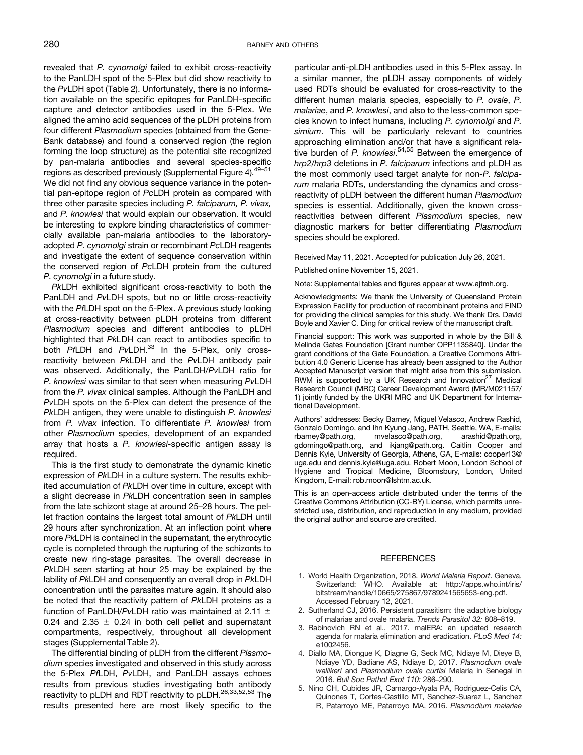revealed that *P. cynomolgi* failed to exhibit cross-reactivity to the PanLDH spot of the 5-Plex but did show reactivity to the *Pv*LDH spot (Table 2). Unfortunately, there is no information available on the specific epitopes for PanLDH-specific capture and detector antibodies used in the 5-Plex. We aligned the amino acid sequences of the pLDH proteins from four different *Plasmodium* species (obtained from the GeneBank database) and found a conserved region (the region forming the loop structure) as the potential site recognized by pan-malaria antibodies and several species-specific regions as described previously (Supplemental Figure 4).[49–51] We did not find any obvious sequence variance in the potential pan-epitope region of *Pc*LDH protein as compared with three other parasite species including *P. falciparum, P. vivax,* and *P. knowlesi* that would explain our observation. It would be interesting to explore binding characteristics of commercially available pan-malaria antibodies to the laboratory-adopted *P. cynomolgi* strain or recombinant *Pc*LDH reagents and investigate the extent of sequence conservation within the conserved region of *Pc*LDH protein from the cultured *P. cynomolgi* in a future study.

*Pk*LDH exhibited significant cross-reactivity to both the PanLDH and *Pv*LDH spots, but no or little cross-reactivity with the *Pf*LDH spot on the 5-Plex. A previous study looking at cross-reactivity between pLDH proteins from different *Plasmodium* species and different antibodies to pLDH highlighted that *Pk*LDH can react to antibodies specific to both *Pf*LDH and *Pv*LDH.[33] In the 5-Plex, only cross-reactivity between *Pk*LDH and the *Pv*LDH antibody pair was observed. Additionally, the PanLDH/*Pv*LDH ratio for *P. knowlesi* was similar to that seen when measuring *Pv*LDH from the *P. vivax* clinical samples. Although the PanLDH and *Pv*LDH spots on the 5-Plex can detect the presence of the *Pk*LDH antigen, they were unable to distinguish *P. knowlesi* from *P. vivax* infection. To differentiate *P. knowlesi* from other *Plasmodium* species, development of an expanded array that hosts a *P. knowlesi*-specific antigen assay is required.

This is the first study to demonstrate the dynamic kinetic expression of *Pk*LDH in a culture system. The results exhibited accumulation of *Pk*LDH over time in culture, except with a slight decrease in *Pk*LDH concentration seen in samples from the late schizont stage at around 25–28 hours. The pellet fraction contains the largest total amount of *Pk*LDH until 29 hours after synchronization. At an inflection point where more *Pk*LDH is contained in the supernatant, the erythrocytic cycle is completed through the rupturing of the schizonts to create new ring-stage parasites. The overall decrease in *Pk*LDH seen starting at hour 25 may be explained by the lability of *Pk*LDH and consequently an overall drop in *Pk*LDH concentration until the parasites mature again. It should also be noted that the reactivity pattern of *Pk*LDH proteins as a function of PanLDH/*Pv*LDH ratio was maintained at $2.11 \pm 0.24$ and $2.35 \pm 0.24$ in both cell pellet and supernatant compartments, respectively, throughout all development stages (Supplemental Table 2).

The differential binding of pLDH from the different *Plasmodium* species investigated and observed in this study across the 5-Plex *Pf*LDH, *Pv*LDH, and PanLDH assays echoes results from previous studies investigating both antibody reactivity to pLDH and RDT reactivity to pLDH.[26,33,52,53] The results presented here are most likely specific to the particular anti-pLDH antibodies used in this 5-Plex assay. In a similar manner, the pLDH assay components of widely used RDTs should be evaluated for cross-reactivity to the different human malaria species, especially to *P. ovale*, *P. malariae*, and *P. knowlesi*, and also to the less-common species known to infect humans, including *P. cynomolgi* and *P. simium*. This will be particularly relevant to countries approaching elimination and/or that have a significant relative burden of *P. knowlesi*.[54,55] Between the emergence of *hrp2/hrp3* deletions in *P. falciparum* infections and pLDH as the most commonly used target analyte for non-*P. falciparum* malaria RDTs, understanding the dynamics and cross-reactivity of pLDH between the different human *Plasmodium* species is essential. Additionally, given the known cross-reactivities between different *Plasmodium* species, new diagnostic markers for better differentiating *Plasmodium* species should be explored.

Received May 11, 2021. Accepted for publication July 26, 2021.

Published online November 15, 2021.

Note: Supplemental tables and figures appear at www.ajtmh.org.

Acknowledgments: We thank the University of Queensland Protein Expression Facility for production of recombinant proteins and FIND for providing the clinical samples for this study. We thank Drs. David Boyle and Xavier C. Ding for critical review of the manuscript draft.

Financial support: This work was supported in whole by the Bill & Melinda Gates Foundation [Grant number OPP1135840]. Under the grant conditions of the Gate Foundation, a Creative Commons Attribution 4.0 Generic License has already been assigned to the Author Accepted Manuscript version that might arise from this submission. RWM is supported by a UK Research and Innovation[27] Medical Research Council (MRC) Career Development Award (MR/M021157/1) jointly funded by the UKRI MRC and UK Department for International Development.

Authors' addresses: Becky Barney, Miguel Velasco, Andrew Rashid, Gonzalo Domingo, and Ihn Kyung Jang, PATH, Seattle, WA, E-mails: rbarney@path.org, mvelasco@path.org, arashid@path.org, gdomingo@path.org, and ikjang@path.org. Caitlin Cooper and Dennis Kyle, University of Georgia, Athens, GA, E-mails: cooper13@uga.edu and dennis.kyle@uga.edu. Robert Moon, London School of Hygiene and Tropical Medicine, Bloomsbury, London, United Kingdom, E-mail: rob.moon@lshtm.ac.uk.

This is an open-access article distributed under the terms of the Creative Commons Attribution (CC-BY) License, which permits unrestricted use, distribution, and reproduction in any medium, provided the original author and source are credited.

## REFERENCES

1. World Health Organization, 2018. *World Malaria Report*. Geneva, Switzerland: WHO. Available at: http://apps.who.int/iris/bitstream/handle/10665/275867/9789241565653-eng.pdf. Accessed February 12, 2021.
2. Sutherland CJ, 2016. Persistent parasitism: the adaptive biology of malariae and ovale malaria. *Trends Parasitol 32:* 808–819.
3. Rabinovich RN et al., 2017. malERA: an updated research agenda for malaria elimination and eradication. *PLoS Med 14:* e1002456.
4. Diallo MA, Diongue K, Diagne G, Seck MC, Ndiaye M, Dieye B, Ndiaye YD, Badiane AS, Ndiaye D, 2017. *Plasmodium ovale wallikeri* and *Plasmodium ovale curtisi* Malaria in Senegal in 2016. *Bull Soc Pathol Exot 110:* 286–290.
5. Nino CH, Cubides JR, Camargo-Ayala PA, Rodriguez-Celis CA, Quinones T, Cortes-Castillo MT, Sanchez-Suarez L, Sanchez R, Patarroyo ME, Patarroyo MA, 2016. *Plasmodium malariae*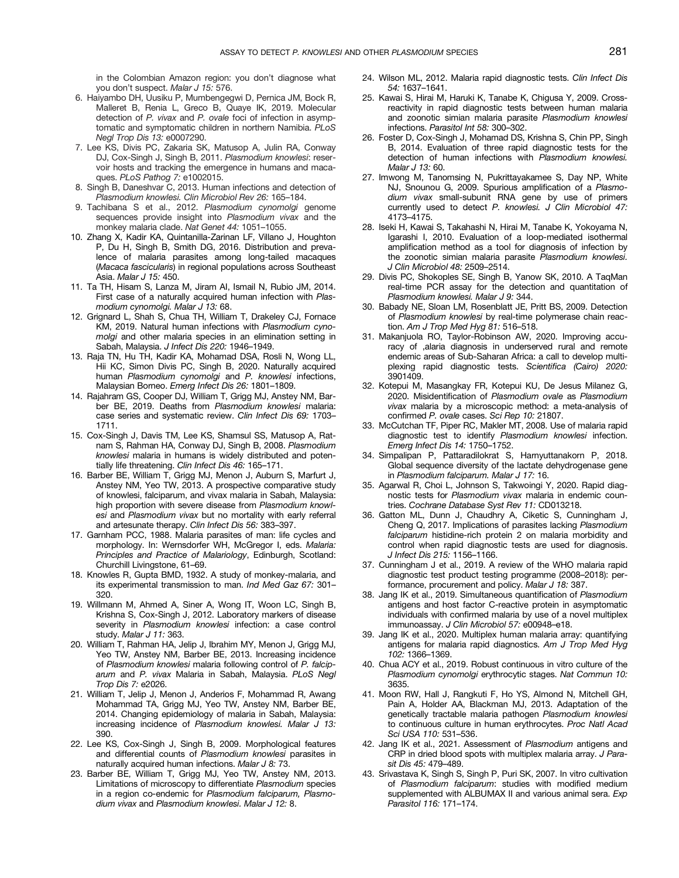in the Colombian Amazon region: you don't diagnose what you don't suspect. *Malar J 15:* 576.

6. Haiyambo DH, Uusiku P, Mumbengegwi D, Pernica JM, Bock R, Malleret B, Renia L, Greco B, Quaye IK, 2019. Molecular detection of *P. vivax* and *P. ovale* foci of infection in asymptomatic and symptomatic children in northern Namibia. *PLoS Negl Trop Dis 13:* e0007290.
7. Lee KS, Divis PC, Zakaria SK, Matusop A, Julin RA, Conway DJ, Cox-Singh J, Singh B, 2011. *Plasmodium knowlesi*: reservoir hosts and tracking the emergence in humans and macaques. *PLoS Pathog 7:* e1002015.
8. Singh B, Daneshvar C, 2013. Human infections and detection of *Plasmodium knowlesi*. *Clin Microbiol Rev 26:* 165–184.
9. Tachibana S et al., 2012. *Plasmodium cynomolgi* genome sequences provide insight into *Plasmodium vivax* and the monkey malaria clade. *Nat Genet 44:* 1051–1055.
10. Zhang X, Kadir KA, Quintanilla-Zarinan LF, Villano J, Houghton P, Du H, Singh B, Smith DG, 2016. Distribution and prevalence of malaria parasites among long-tailed macaques (*Macaca fascicularis*) in regional populations across Southeast Asia. *Malar J 15:* 450.
11. Ta TH, Hisam S, Lanza M, Jiram AI, Ismail N, Rubio JM, 2014. First case of a naturally acquired human infection with *Plasmodium cynomolgi*. *Malar J 13:* 68.
12. Grignard L, Shah S, Chua TH, William T, Drakeley CJ, Fornace KM, 2019. Natural human infections with *Plasmodium cynomolgi* and other malaria species in an elimination setting in Sabah, Malaysia. *J Infect Dis 220:* 1946–1949.
13. Raja TN, Hu TH, Kadir KA, Mohamad DSA, Rosli N, Wong LL, Hii KC, Simon Divis PC, Singh B, 2020. Naturally acquired human *Plasmodium cynomolgi* and *P. knowlesi* infections, Malaysian Borneo. *Emerg Infect Dis 26:* 1801–1809.
14. Rajahram GS, Cooper DJ, William T, Grigg MJ, Anstey NM, Barber BE, 2019. Deaths from *Plasmodium knowlesi* malaria: case series and systematic review. *Clin Infect Dis 69:* 1703–1711.
15. Cox-Singh J, Davis TM, Lee KS, Shamsul SS, Matusop A, Ratnam S, Rahman HA, Conway DJ, Singh B, 2008. *Plasmodium knowlesi* malaria in humans is widely distributed and potentially life threatening. *Clin Infect Dis 46:* 165–171.
16. Barber BE, William T, Grigg MJ, Menon J, Auburn S, Marfurt J, Anstey NM, Yeo TW, 2013. A prospective comparative study of knowlesi, falciparum, and vivax malaria in Sabah, Malaysia: high proportion with severe disease from *Plasmodium knowlesi* and *Plasmodium vivax* but no mortality with early referral and artesunate therapy. *Clin Infect Dis 56:* 383–397.
17. Garnham PCC, 1988. Malaria parasites of man: life cycles and morphology. In: Wernsdorfer WH, McGregor I, eds. *Malaria: Principles and Practice of Malariology*, Edinburgh, Scotland: Churchill Livingstone, 61–69.
18. Knowles R, Gupta BMD, 1932. A study of monkey-malaria, and its experimental transmission to man. *Ind Med Gaz 67:* 301–320.
19. Willmann M, Ahmed A, Siner A, Wong IT, Woon LC, Singh B, Krishna S, Cox-Singh J, 2012. Laboratory markers of disease severity in *Plasmodium knowlesi* infection: a case control study. *Malar J 11:* 363.
20. William T, Rahman HA, Jelip J, Ibrahim MY, Menon J, Grigg MJ, Yeo TW, Anstey NM, Barber BE, 2013. Increasing incidence of *Plasmodium knowlesi* malaria following control of *P. falciparum* and *P. vivax* Malaria in Sabah, Malaysia. *PLoS Negl Trop Dis 7:* e2026.
21. William T, Jelip J, Menon J, Anderios F, Mohammad R, Awang Mohammad TA, Grigg MJ, Yeo TW, Anstey NM, Barber BE, 2014. Changing epidemiology of malaria in Sabah, Malaysia: increasing incidence of *Plasmodium knowlesi*. *Malar J 13:* 390.
22. Lee KS, Cox-Singh J, Singh B, 2009. Morphological features and differential counts of *Plasmodium knowlesi* parasites in naturally acquired human infections. *Malar J 8:* 73.
23. Barber BE, William T, Grigg MJ, Yeo TW, Anstey NM, 2013. Limitations of microscopy to differentiate *Plasmodium* species in a region co-endemic for *Plasmodium falciparum, Plasmodium vivax* and *Plasmodium knowlesi*. *Malar J 12:* 8.
24. Wilson ML, 2012. Malaria rapid diagnostic tests. *Clin Infect Dis 54:* 1637–1641.
25. Kawai S, Hirai M, Haruki K, Tanabe K, Chigusa Y, 2009. Cross-reactivity in rapid diagnostic tests between human malaria and zoonotic simian malaria parasite *Plasmodium knowlesi* infections. *Parasitol Int 58:* 300–302.
26. Foster D, Cox-Singh J, Mohamad DS, Krishna S, Chin PP, Singh B, 2014. Evaluation of three rapid diagnostic tests for the detection of human infections with *Plasmodium knowlesi*. *Malar J 13:* 60.
27. Imwong M, Tanomsing N, Pukrittayakamee S, Day NP, White NJ, Snounou G, 2009. Spurious amplification of a *Plasmodium vivax* small-subunit RNA gene by use of primers currently used to detect *P. knowlesi*. *J Clin Microbiol 47:* 4173–4175.
28. Iseki H, Kawai S, Takahashi N, Hirai M, Tanabe K, Yokoyama N, Igarashi I, 2010. Evaluation of a loop-mediated isothermal amplification method as a tool for diagnosis of infection by the zoonotic simian malaria parasite *Plasmodium knowlesi*. *J Clin Microbiol 48:* 2509–2514.
29. Divis PC, Shokoples SE, Singh B, Yanow SK, 2010. A TaqMan real-time PCR assay for the detection and quantitation of *Plasmodium knowlesi*. *Malar J 9:* 344.
30. Babady NE, Sloan LM, Rosenblatt JE, Pritt BS, 2009. Detection of *Plasmodium knowlesi* by real-time polymerase chain reaction. *Am J Trop Med Hyg 81:* 516–518.
31. Makanjuola RO, Taylor-Robinson AW, 2020. Improving accuracy of ,alaria diagnosis in underserved rural and remote endemic areas of Sub-Saharan Africa: a call to develop multiplexing rapid diagnostic tests. *Scientifica (Cairo) 2020:* 3901409.
32. Kotepui M, Masangkay FR, Kotepui KU, De Jesus Milanez G, 2020. Misidentification of *Plasmodium ovale* as *Plasmodium vivax* malaria by a microscopic method: a meta-analysis of confirmed *P. ovale* cases. *Sci Rep 10:* 21807.
33. McCutchan TF, Piper RC, Makler MT, 2008. Use of malaria rapid diagnostic test to identify *Plasmodium knowlesi* infection. *Emerg Infect Dis 14:* 1750–1752.
34. Simpalipan P, Pattaradilokrat S, Harnyuttanakorn P, 2018. Global sequence diversity of the lactate dehydrogenase gene in *Plasmodium falciparum*. *Malar J 17:* 16.
35. Agarwal R, Choi L, Johnson S, Takwoingi Y, 2020. Rapid diagnostic tests for *Plasmodium vivax* malaria in endemic countries. *Cochrane Database Syst Rev 11:* CD013218.
36. Gatton ML, Dunn J, Chaudhry A, Ciketic S, Cunningham J, Cheng Q, 2017. Implications of parasites lacking *Plasmodium falciparum* histidine-rich protein 2 on malaria morbidity and control when rapid diagnostic tests are used for diagnosis. *J Infect Dis 215:* 1156–1166.
37. Cunningham J et al., 2019. A review of the WHO malaria rapid diagnostic test product testing programme (2008–2018): performance, procurement and policy. *Malar J 18:* 387.
38. Jang IK et al., 2019. Simultaneous quantification of *Plasmodium* antigens and host factor C-reactive protein in asymptomatic individuals with confirmed malaria by use of a novel multiplex immunoassay. *J Clin Microbiol 57:* e00948–e18.
39. Jang IK et al., 2020. Multiplex human malaria array: quantifying antigens for malaria rapid diagnostics. *Am J Trop Med Hyg 102:* 1366–1369.
40. Chua ACY et al., 2019. Robust continuous in vitro culture of the *Plasmodium cynomolgi* erythrocytic stages. *Nat Commun 10:* 3635.
41. Moon RW, Hall J, Rangkuti F, Ho YS, Almond N, Mitchell GH, Pain A, Holder AA, Blackman MJ, 2013. Adaptation of the genetically tractable malaria pathogen *Plasmodium knowlesi* to continuous culture in human erythrocytes. *Proc Natl Acad Sci USA 110:* 531–536.
42. Jang IK et al., 2021. Assessment of *Plasmodium* antigens and CRP in dried blood spots with multiplex malaria array. *J Parasit Dis 45:* 479–489.
43. Srivastava K, Singh S, Singh P, Puri SK, 2007. In vitro cultivation of *Plasmodium falciparum*: studies with modified medium supplemented with ALBUMAX II and various animal sera. *Exp Parasitol 116:* 171–174.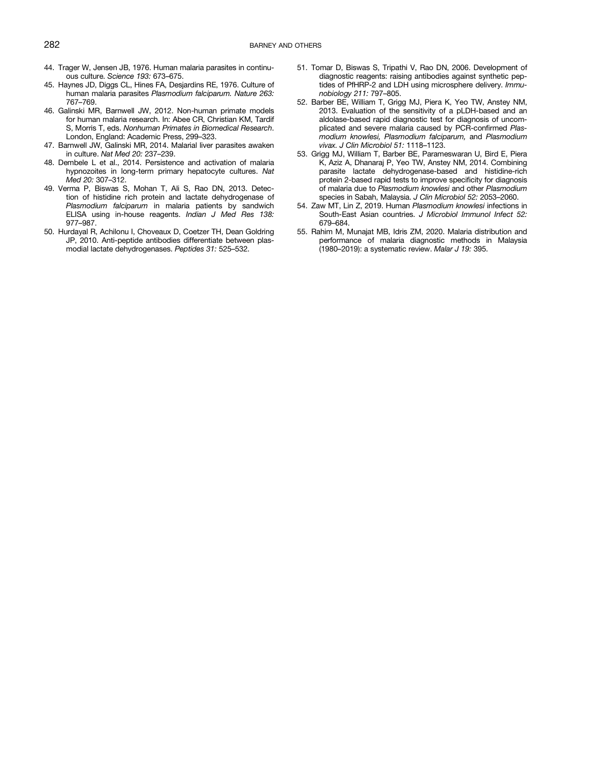44. Trager W, Jensen JB, 1976. Human malaria parasites in continuous culture. *Science 193:* 673–675.
45. Haynes JD, Diggs CL, Hines FA, Desjardins RE, 1976. Culture of human malaria parasites *Plasmodium falciparum*. *Nature 263:* 767–769.
46. Galinski MR, Barnwell JW, 2012. Non-human primate models for human malaria research. In: Abee CR, Christian KM, Tardif S, Morris T, eds. *Nonhuman Primates in Biomedical Research*. London, England: Academic Press, 299–323.
47. Barnwell JW, Galinski MR, 2014. Malarial liver parasites awaken in culture. *Nat Med 20:* 237–239.
48. Dembele L et al., 2014. Persistence and activation of malaria hypnozoites in long-term primary hepatocyte cultures. *Nat Med 20:* 307–312.
49. Verma P, Biswas S, Mohan T, Ali S, Rao DN, 2013. Detection of histidine rich protein and lactate dehydrogenase of *Plasmodium falciparum* in malaria patients by sandwich ELISA using in-house reagents. *Indian J Med Res 138:* 977–987.
50. Hurdayal R, Achilonu I, Choveaux D, Coetzer TH, Dean Goldring JP, 2010. Anti-peptide antibodies differentiate between plasmodial lactate dehydrogenases. *Peptides 31:* 525–532.
51. Tomar D, Biswas S, Tripathi V, Rao DN, 2006. Development of diagnostic reagents: raising antibodies against synthetic peptides of PfHRP-2 and LDH using microsphere delivery. *Immunobiology 211:* 797–805.
52. Barber BE, William T, Grigg MJ, Piera K, Yeo TW, Anstey NM, 2013. Evaluation of the sensitivity of a pLDH-based and an aldolase-based rapid diagnostic test for diagnosis of uncomplicated and severe malaria caused by PCR-confirmed *Plasmodium knowlesi, Plasmodium falciparum,* and *Plasmodium vivax*. *J Clin Microbiol 51:* 1118–1123.
53. Grigg MJ, William T, Barber BE, Parameswaran U, Bird E, Piera K, Aziz A, Dhanaraj P, Yeo TW, Anstey NM, 2014. Combining parasite lactate dehydrogenase-based and histidine-rich protein 2-based rapid tests to improve specificity for diagnosis of malaria due to *Plasmodium knowlesi* and other *Plasmodium* species in Sabah, Malaysia. *J Clin Microbiol 52:* 2053–2060.
54. Zaw MT, Lin Z, 2019. Human *Plasmodium knowlesi* infections in South-East Asian countries. *J Microbiol Immunol Infect 52:* 679–684.
55. Rahim M, Munajat MB, Idris ZM, 2020. Malaria distribution and performance of malaria diagnostic methods in Malaysia (1980–2019): a systematic review. *Malar J 19:* 395.